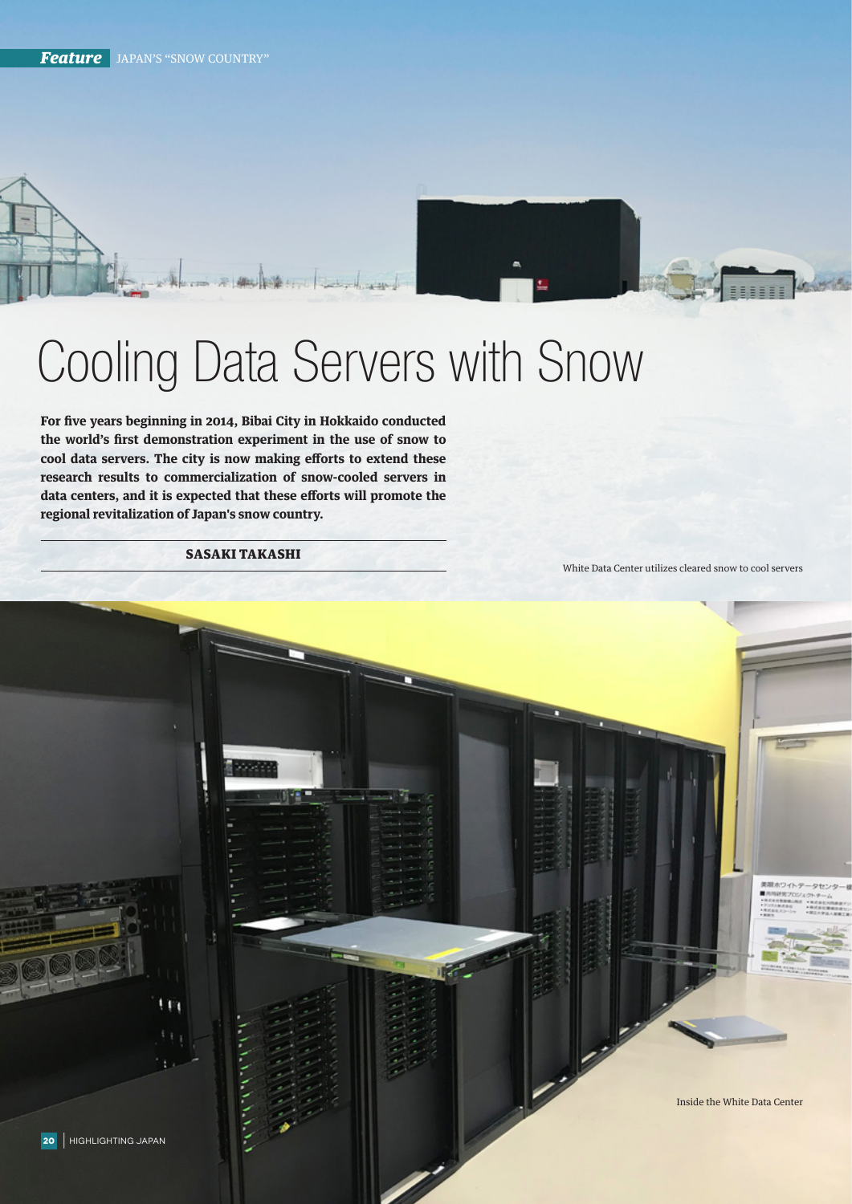# Cooling Data Servers with Snow

**For five years beginning in 2014, Bibai City in Hokkaido conducted the world's first demonstration experiment in the use of snow to cool data servers. The city is now making efforts to extend these research results to commercialization of snow-cooled servers in data centers, and it is expected that these efforts will promote the regional revitalization of Japan's snow country.**

**SASAKI TAKASHI**

White Data Center utilizes cleared snow to cool servers

Inside the White Data Center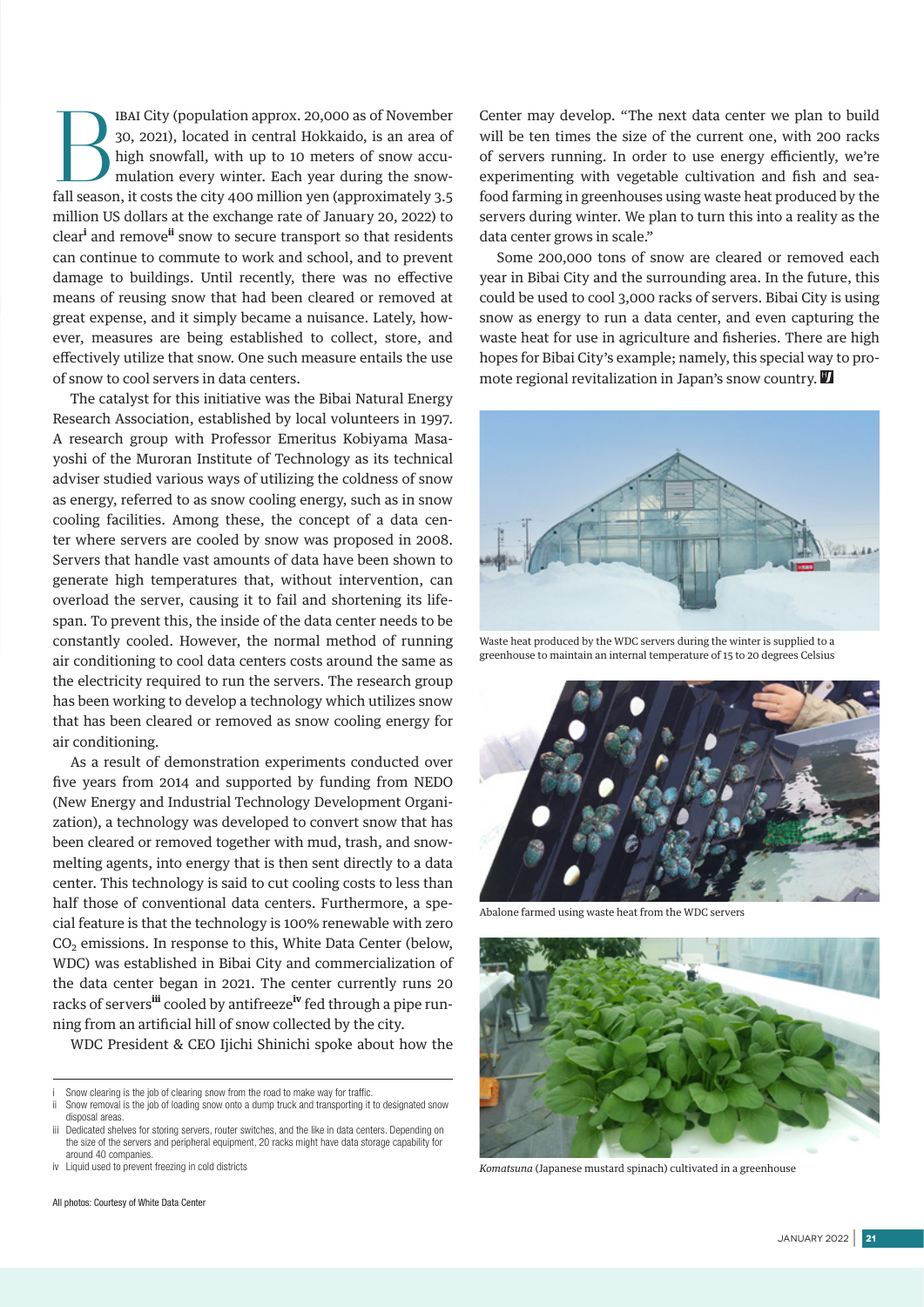Bibai City (population approx. 20,000 as of November 30, 2021), located in central Hokkaido, is an area of high snowfall, with up to 10 meters of snow accumulation every winter. Each year during the snowfall season, it costs the city 400 million yen (approximately 3.5 million US dollars at the exchange rate of January 20, 2022) to clear[i] and remove[ii] snow to secure transport so that residents can continue to commute to work and school, and to prevent damage to buildings. Until recently, there was no effective means of reusing snow that had been cleared or removed at great expense, and it simply became a nuisance. Lately, however, measures are being established to collect, store, and effectively utilize that snow. One such measure entails the use of snow to cool servers in data centers.

The catalyst for this initiative was the Bibai Natural Energy Research Association, established by local volunteers in 1997. A research group with Professor Emeritus Kobiyama Masayoshi of the Muroran Institute of Technology as its technical adviser studied various ways of utilizing the coldness of snow as energy, referred to as snow cooling energy, such as in snow cooling facilities. Among these, the concept of a data center where servers are cooled by snow was proposed in 2008. Servers that handle vast amounts of data have been shown to generate high temperatures that, without intervention, can overload the server, causing it to fail and shortening its lifespan. To prevent this, the inside of the data center needs to be constantly cooled. However, the normal method of running air conditioning to cool data centers costs around the same as the electricity required to run the servers. The research group has been working to develop a technology which utilizes snow that has been cleared or removed as snow cooling energy for air conditioning.

As a result of demonstration experiments conducted over five years from 2014 and supported by funding from NEDO (New Energy and Industrial Technology Development Organization), a technology was developed to convert snow that has been cleared or removed together with mud, trash, and snow-melting agents, into energy that is then sent directly to a data center. This technology is said to cut cooling costs to less than half those of conventional data centers. Furthermore, a special feature is that the technology is 100% renewable with zero $CO_2$ emissions. In response to this, White Data Center (below, WDC) was established in Bibai City and commercialization of the data center began in 2021. The center currently runs 20 racks of servers[iii] cooled by antifreeze[iv] fed through a pipe running from an artificial hill of snow collected by the city.

WDC President & CEO Ijichi Shinichi spoke about how the Center may develop. "The next data center we plan to build will be ten times the size of the current one, with 200 racks of servers running. In order to use energy efficiently, we're experimenting with vegetable cultivation and fish and seafood farming in greenhouses using waste heat produced by the servers during winter. We plan to turn this into a reality as the data center grows in scale."

Some 200,000 tons of snow are cleared or removed each year in Bibai City and the surrounding area. In the future, this could be used to cool 3,000 racks of servers. Bibai City is using snow as energy to run a data center, and even capturing the waste heat for use in agriculture and fisheries. There are high hopes for Bibai City's example; namely, this special way to promote regional revitalization in Japan's snow country.

Waste heat produced by the WDC servers during the winter is supplied to a greenhouse to maintain an internal temperature of 15 to 20 degrees Celsius

Abalone farmed using waste heat from the WDC servers

*Komatsuna* (Japanese mustard spinach) cultivated in a greenhouse

---

i Snow clearing is the job of clearing snow from the road to make way for traffic.

ii Snow removal is the job of loading snow onto a dump truck and transporting it to designated snow disposal areas.

iii Dedicated shelves for storing servers, router switches, and the like in data centers. Depending on the size of the servers and peripheral equipment, 20 racks might have data storage capability for around 40 companies.

iv Liquid used to prevent freezing in cold districts

All photos: Courtesy of White Data Center